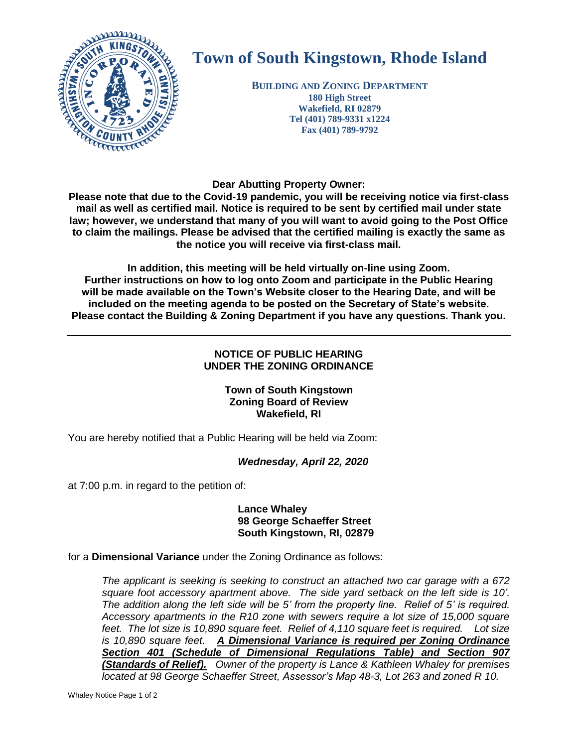# Town of South Kingstown, Rhode Island

**BUILDING AND ZONING DEPARTMENT**
**180 High Street**
**Wakefield, RI 02879**
**Tel (401) 789-9331 x1224**
**Fax (401) 789-9792**

**Dear Abutting Property Owner:**

**Please note that due to the Covid-19 pandemic, you will be receiving notice via first-class mail as well as certified mail. Notice is required to be sent by certified mail under state law; however, we understand that many of you will want to avoid going to the Post Office to claim the mailings. Please be advised that the certified mailing is exactly the same as the notice you will receive via first-class mail.**

**In addition, this meeting will be held virtually on-line using Zoom. Further instructions on how to log onto Zoom and participate in the Public Hearing will be made available on the Town's Website closer to the Hearing Date, and will be included on the meeting agenda to be posted on the Secretary of State's website. Please contact the Building & Zoning Department if you have any questions. Thank you.**

---

## NOTICE OF PUBLIC HEARING UNDER THE ZONING ORDINANCE

**Town of South Kingstown**
**Zoning Board of Review**
**Wakefield, RI**

You are hereby notified that a Public Hearing will be held via Zoom:

***Wednesday, April 22, 2020***

at 7:00 p.m. in regard to the petition of:

**Lance Whaley**
**98 George Schaeffer Street**
**South Kingstown, RI, 02879**

for a **Dimensional Variance** under the Zoning Ordinance as follows:

*The applicant is seeking is seeking to construct an attached two car garage with a 672 square foot accessory apartment above. The side yard setback on the left side is 10'. The addition along the left side will be 5' from the property line. Relief of 5' is required. Accessory apartments in the R10 zone with sewers require a lot size of 15,000 square feet. The lot size is 10,890 square feet. Relief of 4,110 square feet is required. Lot size is 10,890 square feet.* ***A Dimensional Variance is required per Zoning Ordinance Section 401 (Schedule of Dimensional Regulations Table) and Section 907 (Standards of Relief).*** *Owner of the property is Lance & Kathleen Whaley for premises located at 98 George Schaeffer Street, Assessor's Map 48-3, Lot 263 and zoned R 10.*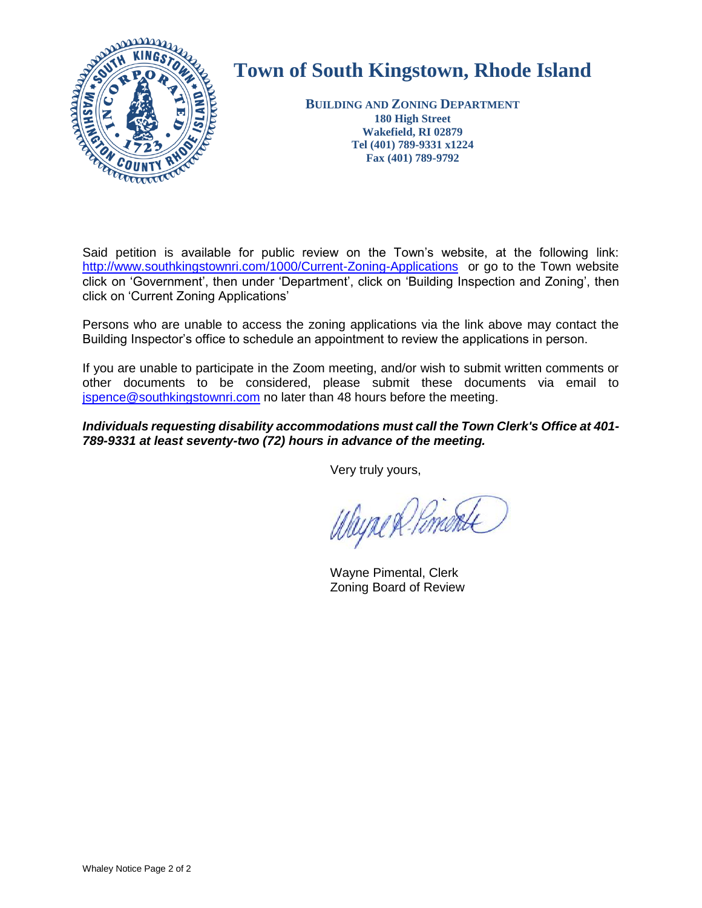# Town of South Kingstown, Rhode Island

**BUILDING AND ZONING DEPARTMENT**
**180 High Street**
**Wakefield, RI 02879**
**Tel (401) 789-9331 x1224**
**Fax (401) 789-9792**

Said petition is available for public review on the Town's website, at the following link: http://www.southkingstownri.com/1000/Current-Zoning-Applications or go to the Town website click on 'Government', then under 'Department', click on 'Building Inspection and Zoning', then click on 'Current Zoning Applications'

Persons who are unable to access the zoning applications via the link above may contact the Building Inspector's office to schedule an appointment to review the applications in person.

If you are unable to participate in the Zoom meeting, and/or wish to submit written comments or other documents to be considered, please submit these documents via email to jspence@southkingstownri.com no later than 48 hours before the meeting.

***Individuals requesting disability accommodations must call the Town Clerk's Office at 401-789-9331 at least seventy-two (72) hours in advance of the meeting.***

Very truly yours,

Wayne Pimental, Clerk
Zoning Board of Review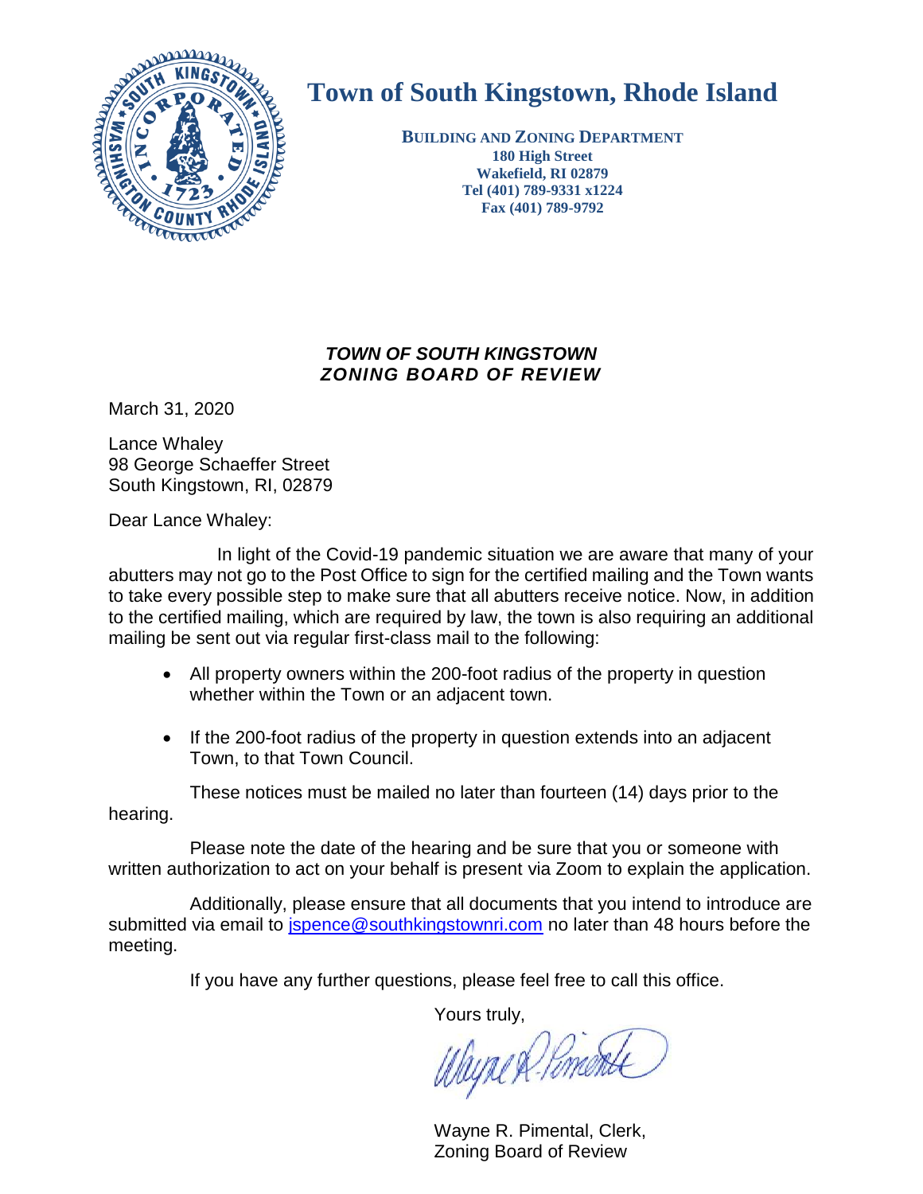# Town of South Kingstown, Rhode Island

**BUILDING AND ZONING DEPARTMENT**
**180 High Street**
**Wakefield, RI 02879**
**Tel (401) 789-9331 x1224**
**Fax (401) 789-9792**

***TOWN OF SOUTH KINGSTOWN***
***ZONING BOARD OF REVIEW***

March 31, 2020

Lance Whaley
98 George Schaeffer Street
South Kingstown, RI, 02879

Dear Lance Whaley:

In light of the Covid-19 pandemic situation we are aware that many of your abutters may not go to the Post Office to sign for the certified mailing and the Town wants to take every possible step to make sure that all abutters receive notice. Now, in addition to the certified mailing, which are required by law, the town is also requiring an additional mailing be sent out via regular first-class mail to the following:

- All property owners within the 200-foot radius of the property in question whether within the Town or an adjacent town.
- If the 200-foot radius of the property in question extends into an adjacent Town, to that Town Council.

These notices must be mailed no later than fourteen (14) days prior to the hearing.

Please note the date of the hearing and be sure that you or someone with written authorization to act on your behalf is present via Zoom to explain the application.

Additionally, please ensure that all documents that you intend to introduce are submitted via email to jspence@southkingstownri.com no later than 48 hours before the meeting.

If you have any further questions, please feel free to call this office.

Yours truly,

Wayne R. Pimental, Clerk,
Zoning Board of Review